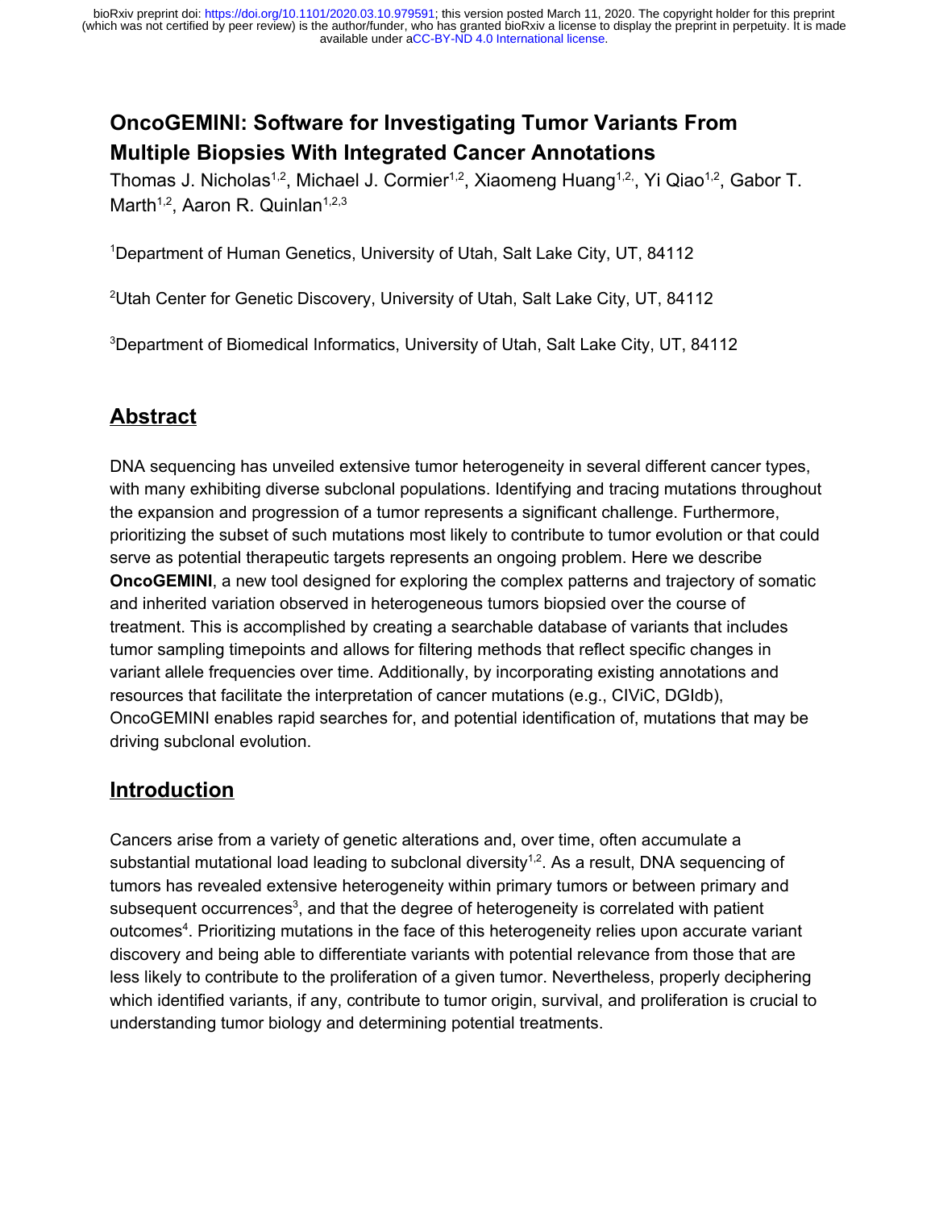# OncoGEMINI: Software for Investigating Tumor Variants From Multiple Biopsies With Integrated Cancer Annotations

Thomas J. Nicholas[1,2], Michael J. Cormier[1,2], Xiaomeng Huang[1,2], Yi Qiao[1,2], Gabor T. Marth[1,2], Aaron R. Quinlan[1,2,3]

[1]Department of Human Genetics, University of Utah, Salt Lake City, UT, 84112

[2]Utah Center for Genetic Discovery, University of Utah, Salt Lake City, UT, 84112

[3]Department of Biomedical Informatics, University of Utah, Salt Lake City, UT, 84112

## Abstract

DNA sequencing has unveiled extensive tumor heterogeneity in several different cancer types, with many exhibiting diverse subclonal populations. Identifying and tracing mutations throughout the expansion and progression of a tumor represents a significant challenge. Furthermore, prioritizing the subset of such mutations most likely to contribute to tumor evolution or that could serve as potential therapeutic targets represents an ongoing problem. Here we describe **OncoGEMINI**, a new tool designed for exploring the complex patterns and trajectory of somatic and inherited variation observed in heterogeneous tumors biopsied over the course of treatment. This is accomplished by creating a searchable database of variants that includes tumor sampling timepoints and allows for filtering methods that reflect specific changes in variant allele frequencies over time. Additionally, by incorporating existing annotations and resources that facilitate the interpretation of cancer mutations (e.g., CIViC, DGIdb), OncoGEMINI enables rapid searches for, and potential identification of, mutations that may be driving subclonal evolution.

## Introduction

Cancers arise from a variety of genetic alterations and, over time, often accumulate a substantial mutational load leading to subclonal diversity[1,2]. As a result, DNA sequencing of tumors has revealed extensive heterogeneity within primary tumors or between primary and subsequent occurrences[3], and that the degree of heterogeneity is correlated with patient outcomes[4]. Prioritizing mutations in the face of this heterogeneity relies upon accurate variant discovery and being able to differentiate variants with potential relevance from those that are less likely to contribute to the proliferation of a given tumor. Nevertheless, properly deciphering which identified variants, if any, contribute to tumor origin, survival, and proliferation is crucial to understanding tumor biology and determining potential treatments.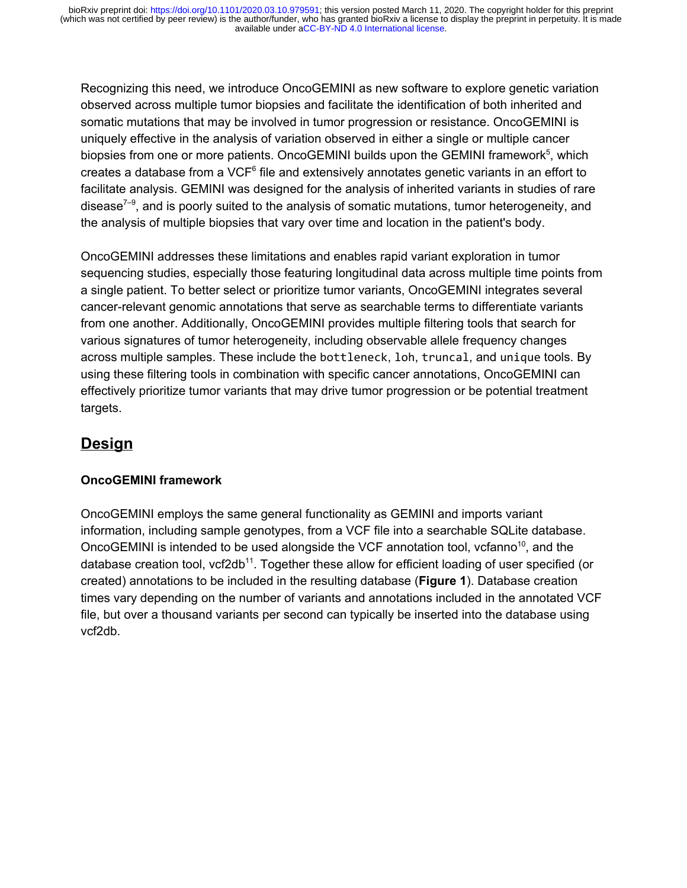Recognizing this need, we introduce OncoGEMINI as new software to explore genetic variation observed across multiple tumor biopsies and facilitate the identification of both inherited and somatic mutations that may be involved in tumor progression or resistance. OncoGEMINI is uniquely effective in the analysis of variation observed in either a single or multiple cancer biopsies from one or more patients. OncoGEMINI builds upon the GEMINI framework[5], which creates a database from a VCF[6] file and extensively annotates genetic variants in an effort to facilitate analysis. GEMINI was designed for the analysis of inherited variants in studies of rare disease[7–9], and is poorly suited to the analysis of somatic mutations, tumor heterogeneity, and the analysis of multiple biopsies that vary over time and location in the patient's body.

OncoGEMINI addresses these limitations and enables rapid variant exploration in tumor sequencing studies, especially those featuring longitudinal data across multiple time points from a single patient. To better select or prioritize tumor variants, OncoGEMINI integrates several cancer-relevant genomic annotations that serve as searchable terms to differentiate variants from one another. Additionally, OncoGEMINI provides multiple filtering tools that search for various signatures of tumor heterogeneity, including observable allele frequency changes across multiple samples. These include the `bottleneck`, `loh`, `truncal`, and `unique` tools. By using these filtering tools in combination with specific cancer annotations, OncoGEMINI can effectively prioritize tumor variants that may drive tumor progression or be potential treatment targets.

## Design

### OncoGEMINI framework

OncoGEMINI employs the same general functionality as GEMINI and imports variant information, including sample genotypes, from a VCF file into a searchable SQLite database. OncoGEMINI is intended to be used alongside the VCF annotation tool, vcfanno[10], and the database creation tool, vcf2db[11]. Together these allow for efficient loading of user specified (or created) annotations to be included in the resulting database (**Figure 1**). Database creation times vary depending on the number of variants and annotations included in the annotated VCF file, but over a thousand variants per second can typically be inserted into the database using vcf2db.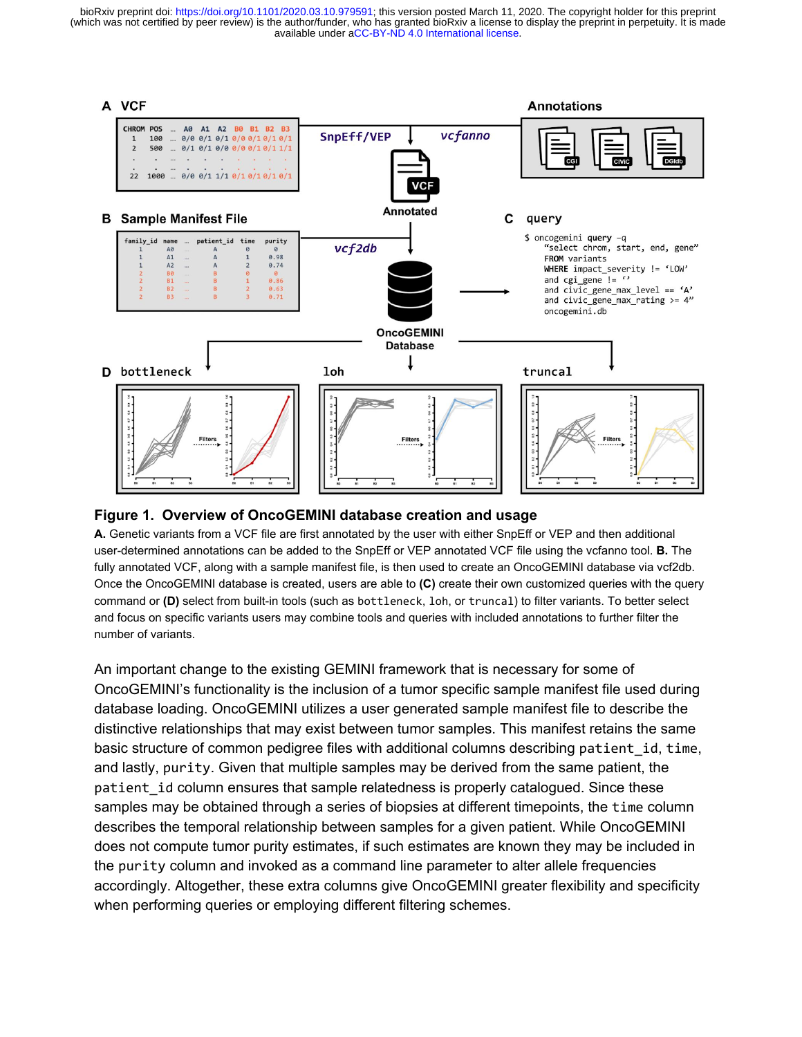**Figure 1. Overview of OncoGEMINI database creation and usage**

**A.** Genetic variants from a VCF file are first annotated by the user with either SnpEff or VEP and then additional user-determined annotations can be added to the SnpEff or VEP annotated VCF file using the vcfanno tool. **B.** The fully annotated VCF, along with a sample manifest file, is then used to create an OncoGEMINI database via vcf2db. Once the OncoGEMINI database is created, users are able to **(C)** create their own customized queries with the query command or **(D)** select from built-in tools (such as `bottleneck`, `loh`, or `truncal`) to filter variants. To better select and focus on specific variants users may combine tools and queries with included annotations to further filter the number of variants.

An important change to the existing GEMINI framework that is necessary for some of OncoGEMINI's functionality is the inclusion of a tumor specific sample manifest file used during database loading. OncoGEMINI utilizes a user generated sample manifest file to describe the distinctive relationships that may exist between tumor samples. This manifest retains the same basic structure of common pedigree files with additional columns describing `patient_id`, `time`, and lastly, `purity`. Given that multiple samples may be derived from the same patient, the `patient_id` column ensures that sample relatedness is properly catalogued. Since these samples may be obtained through a series of biopsies at different timepoints, the `time` column describes the temporal relationship between samples for a given patient. While OncoGEMINI does not compute tumor purity estimates, if such estimates are known they may be included in the `purity` column and invoked as a command line parameter to alter allele frequencies accordingly. Altogether, these extra columns give OncoGEMINI greater flexibility and specificity when performing queries or employing different filtering schemes.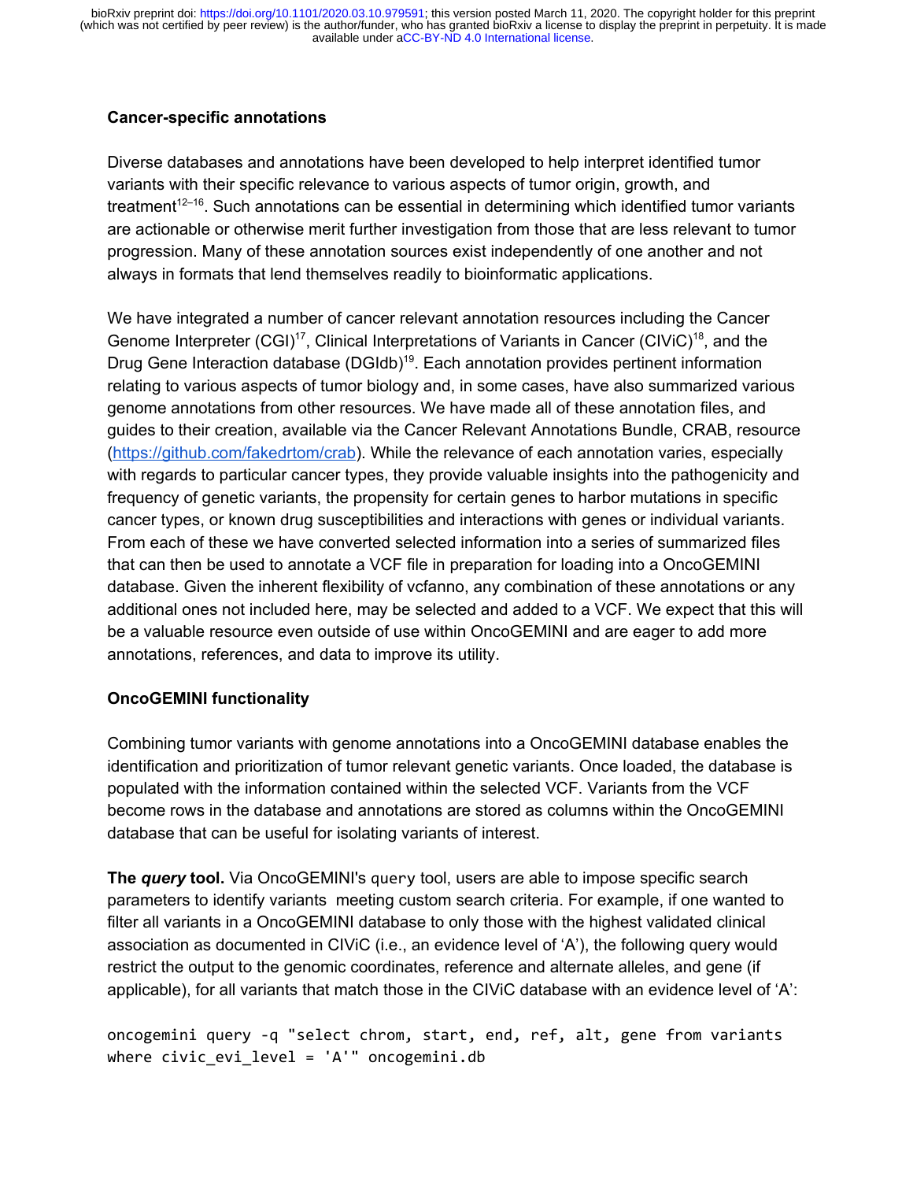**Cancer-specific annotations**

Diverse databases and annotations have been developed to help interpret identified tumor variants with their specific relevance to various aspects of tumor origin, growth, and treatment[12–16]. Such annotations can be essential in determining which identified tumor variants are actionable or otherwise merit further investigation from those that are less relevant to tumor progression. Many of these annotation sources exist independently of one another and not always in formats that lend themselves readily to bioinformatic applications.

We have integrated a number of cancer relevant annotation resources including the Cancer Genome Interpreter (CGI)[17], Clinical Interpretations of Variants in Cancer (CIViC)[18], and the Drug Gene Interaction database (DGIdb)[19]. Each annotation provides pertinent information relating to various aspects of tumor biology and, in some cases, have also summarized various genome annotations from other resources. We have made all of these annotation files, and guides to their creation, available via the Cancer Relevant Annotations Bundle, CRAB, resource (https://github.com/fakedrtom/crab). While the relevance of each annotation varies, especially with regards to particular cancer types, they provide valuable insights into the pathogenicity and frequency of genetic variants, the propensity for certain genes to harbor mutations in specific cancer types, or known drug susceptibilities and interactions with genes or individual variants. From each of these we have converted selected information into a series of summarized files that can then be used to annotate a VCF file in preparation for loading into a OncoGEMINI database. Given the inherent flexibility of vcfanno, any combination of these annotations or any additional ones not included here, may be selected and added to a VCF. We expect that this will be a valuable resource even outside of use within OncoGEMINI and are eager to add more annotations, references, and data to improve its utility.

**OncoGEMINI functionality**

Combining tumor variants with genome annotations into a OncoGEMINI database enables the identification and prioritization of tumor relevant genetic variants. Once loaded, the database is populated with the information contained within the selected VCF. Variants from the VCF become rows in the database and annotations are stored as columns within the OncoGEMINI database that can be useful for isolating variants of interest.

**The *query* tool.** Via OncoGEMINI's `query` tool, users are able to impose specific search parameters to identify variants meeting custom search criteria. For example, if one wanted to filter all variants in a OncoGEMINI database to only those with the highest validated clinical association as documented in CIViC (i.e., an evidence level of 'A'), the following query would restrict the output to the genomic coordinates, reference and alternate alleles, and gene (if applicable), for all variants that match those in the CIViC database with an evidence level of 'A':

```
oncogemini query -q "select chrom, start, end, ref, alt, gene from variants
where civic_evi_level = 'A'" oncogemini.db
```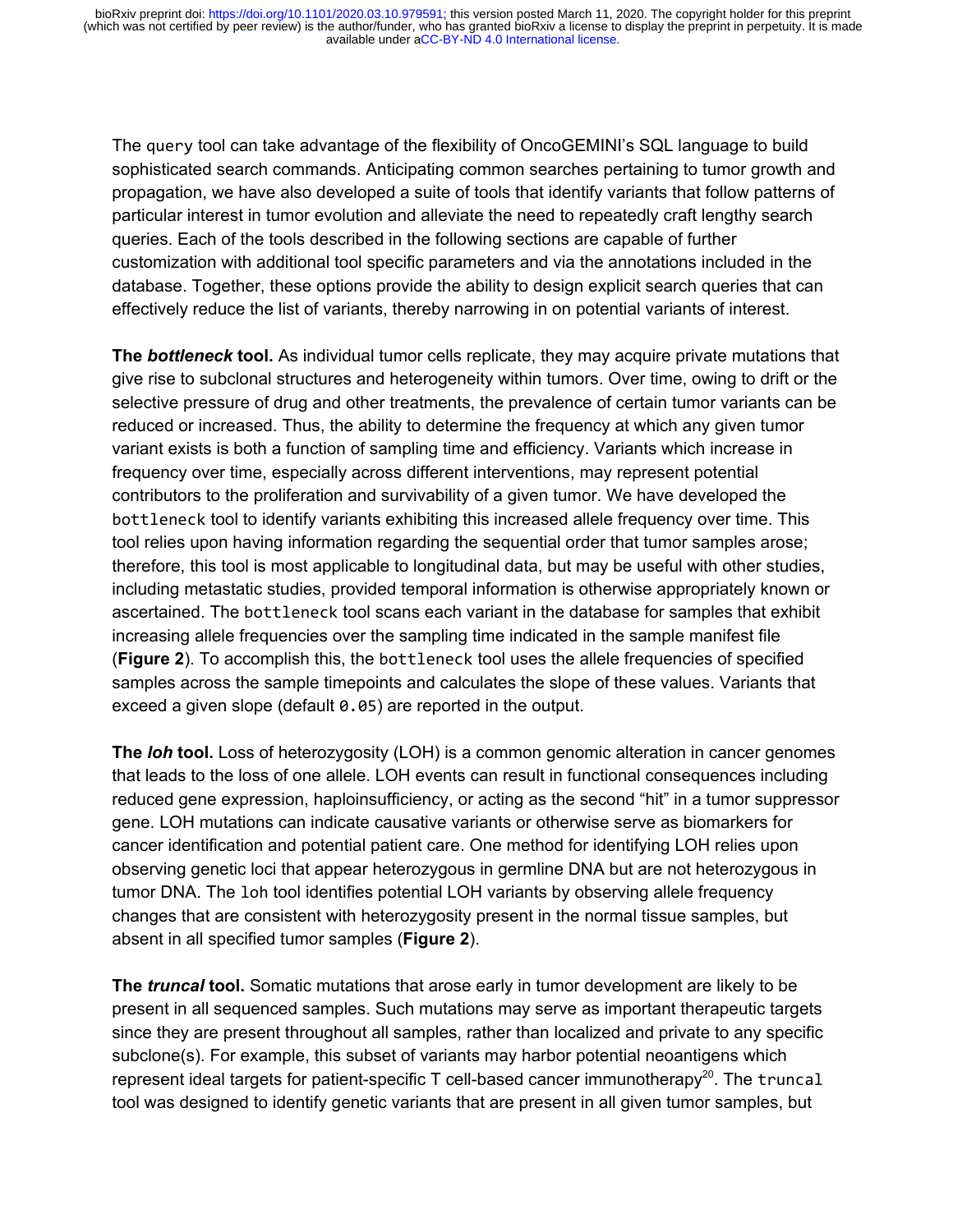The `query` tool can take advantage of the flexibility of OncoGEMINI's SQL language to build sophisticated search commands. Anticipating common searches pertaining to tumor growth and propagation, we have also developed a suite of tools that identify variants that follow patterns of particular interest in tumor evolution and alleviate the need to repeatedly craft lengthy search queries. Each of the tools described in the following sections are capable of further customization with additional tool specific parameters and via the annotations included in the database. Together, these options provide the ability to design explicit search queries that can effectively reduce the list of variants, thereby narrowing in on potential variants of interest.

**The *bottleneck* tool.** As individual tumor cells replicate, they may acquire private mutations that give rise to subclonal structures and heterogeneity within tumors. Over time, owing to drift or the selective pressure of drug and other treatments, the prevalence of certain tumor variants can be reduced or increased. Thus, the ability to determine the frequency at which any given tumor variant exists is both a function of sampling time and efficiency. Variants which increase in frequency over time, especially across different interventions, may represent potential contributors to the proliferation and survivability of a given tumor. We have developed the `bottleneck` tool to identify variants exhibiting this increased allele frequency over time. This tool relies upon having information regarding the sequential order that tumor samples arose; therefore, this tool is most applicable to longitudinal data, but may be useful with other studies, including metastatic studies, provided temporal information is otherwise appropriately known or ascertained. The `bottleneck` tool scans each variant in the database for samples that exhibit increasing allele frequencies over the sampling time indicated in the sample manifest file (**Figure 2**). To accomplish this, the `bottleneck` tool uses the allele frequencies of specified samples across the sample timepoints and calculates the slope of these values. Variants that exceed a given slope (default `0.05`) are reported in the output.

**The *loh* tool.** Loss of heterozygosity (LOH) is a common genomic alteration in cancer genomes that leads to the loss of one allele. LOH events can result in functional consequences including reduced gene expression, haploinsufficiency, or acting as the second "hit" in a tumor suppressor gene. LOH mutations can indicate causative variants or otherwise serve as biomarkers for cancer identification and potential patient care. One method for identifying LOH relies upon observing genetic loci that appear heterozygous in germline DNA but are not heterozygous in tumor DNA. The `loh` tool identifies potential LOH variants by observing allele frequency changes that are consistent with heterozygosity present in the normal tissue samples, but absent in all specified tumor samples (**Figure 2**).

**The *truncal* tool.** Somatic mutations that arose early in tumor development are likely to be present in all sequenced samples. Such mutations may serve as important therapeutic targets since they are present throughout all samples, rather than localized and private to any specific subclone(s). For example, this subset of variants may harbor potential neoantigens which represent ideal targets for patient-specific T cell-based cancer immunotherapy[20]. The `truncal` tool was designed to identify genetic variants that are present in all given tumor samples, but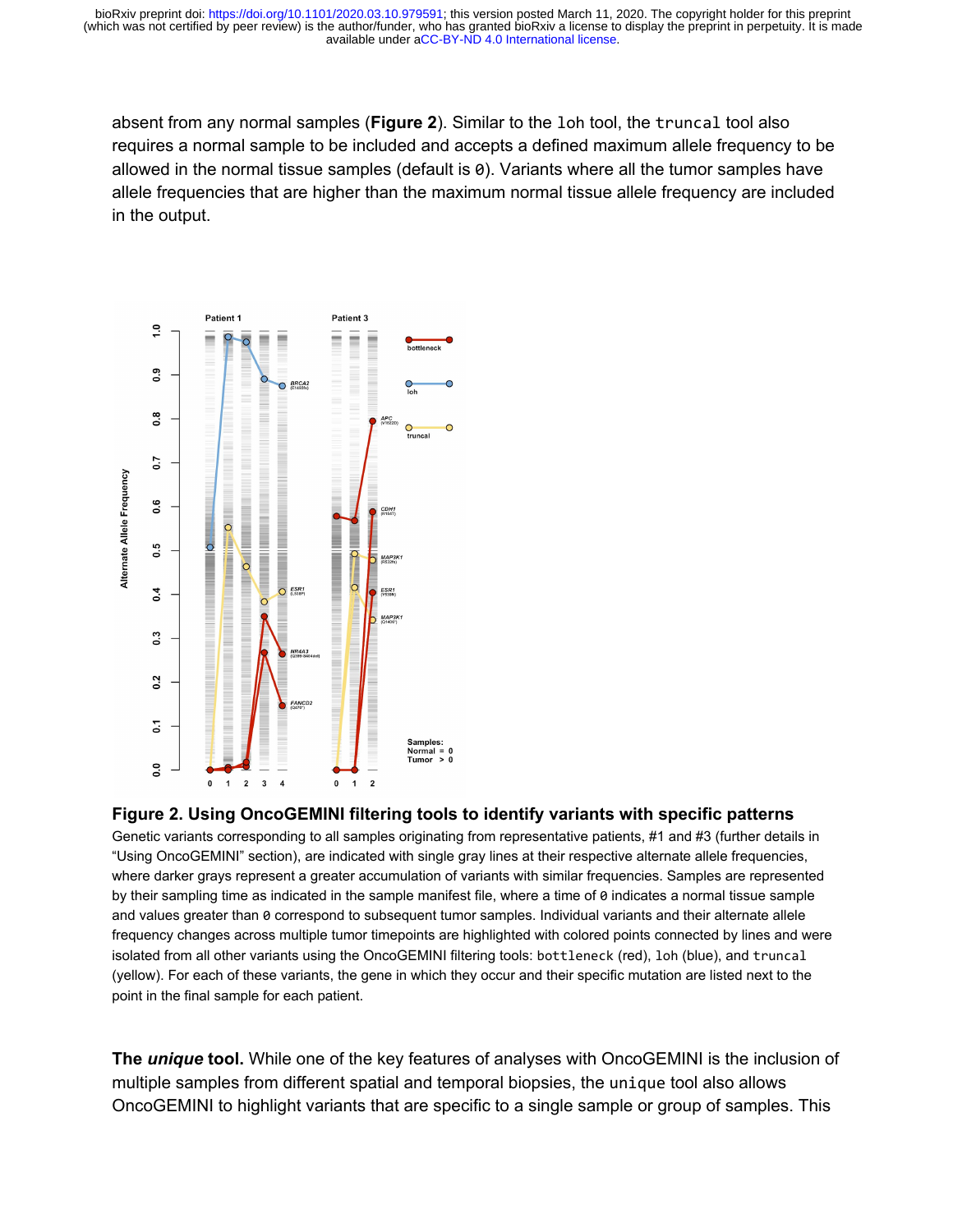absent from any normal samples (**Figure 2**). Similar to the `loh` tool, the `truncal` tool also requires a normal sample to be included and accepts a defined maximum allele frequency to be allowed in the normal tissue samples (default is `0`). Variants where all the tumor samples have allele frequencies that are higher than the maximum normal tissue allele frequency are included in the output.

**Figure 2. Using OncoGEMINI filtering tools to identify variants with specific patterns**

Genetic variants corresponding to all samples originating from representative patients, #1 and #3 (further details in “Using OncoGEMINI” section), are indicated with single gray lines at their respective alternate allele frequencies, where darker grays represent a greater accumulation of variants with similar frequencies. Samples are represented by their sampling time as indicated in the sample manifest file, where a time of `0` indicates a normal tissue sample and values greater than `0` correspond to subsequent tumor samples. Individual variants and their alternate allele frequency changes across multiple tumor timepoints are highlighted with colored points connected by lines and were isolated from all other variants using the OncoGEMINI filtering tools: `bottleneck` (red), `loh` (blue), and `truncal` (yellow). For each of these variants, the gene in which they occur and their specific mutation are listed next to the point in the final sample for each patient.

**The *unique* tool.** While one of the key features of analyses with OncoGEMINI is the inclusion of multiple samples from different spatial and temporal biopsies, the `unique` tool also allows OncoGEMINI to highlight variants that are specific to a single sample or group of samples. This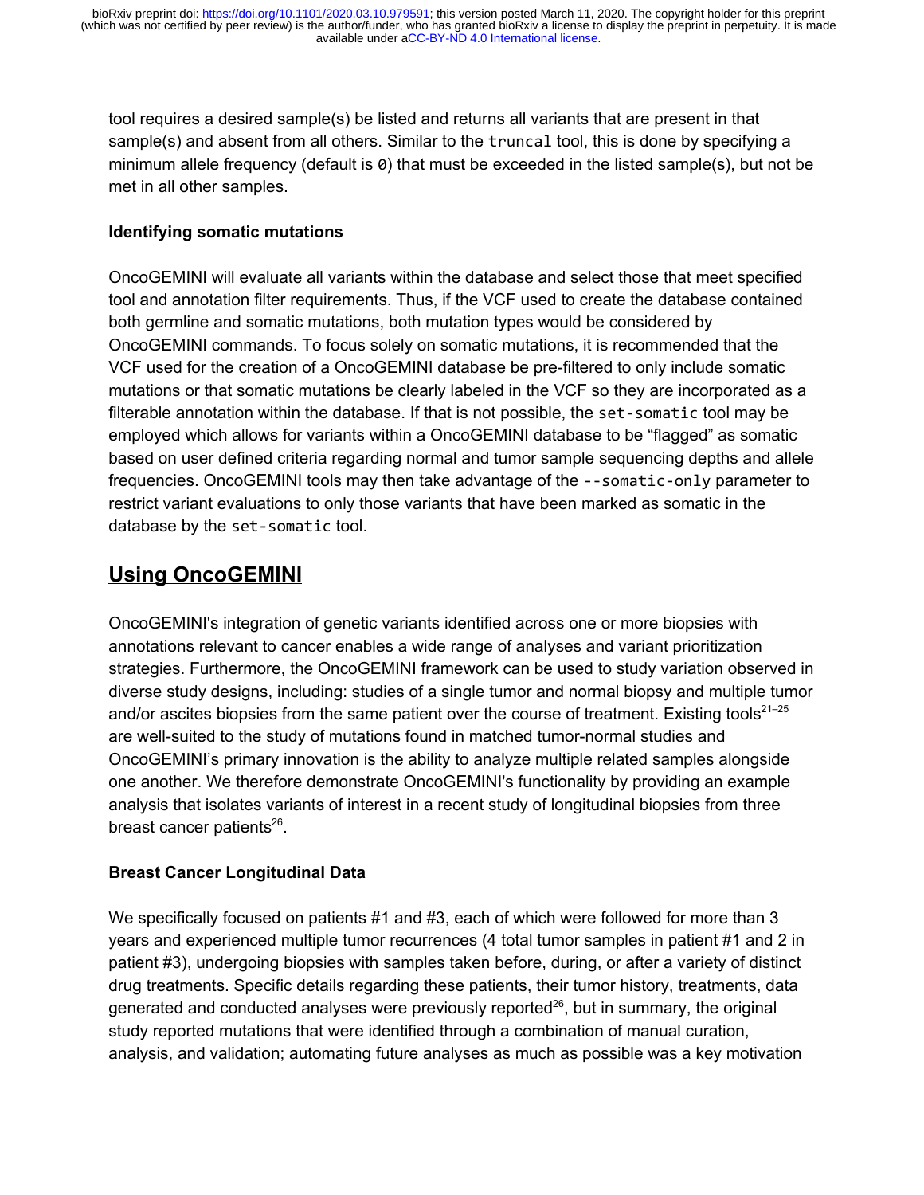tool requires a desired sample(s) be listed and returns all variants that are present in that sample(s) and absent from all others. Similar to the `truncal` tool, this is done by specifying a minimum allele frequency (default is `0`) that must be exceeded in the listed sample(s), but not be met in all other samples.

### Identifying somatic mutations

OncoGEMINI will evaluate all variants within the database and select those that meet specified tool and annotation filter requirements. Thus, if the VCF used to create the database contained both germline and somatic mutations, both mutation types would be considered by OncoGEMINI commands. To focus solely on somatic mutations, it is recommended that the VCF used for the creation of a OncoGEMINI database be pre-filtered to only include somatic mutations or that somatic mutations be clearly labeled in the VCF so they are incorporated as a filterable annotation within the database. If that is not possible, the `set-somatic` tool may be employed which allows for variants within a OncoGEMINI database to be "flagged" as somatic based on user defined criteria regarding normal and tumor sample sequencing depths and allele frequencies. OncoGEMINI tools may then take advantage of the `--somatic-only` parameter to restrict variant evaluations to only those variants that have been marked as somatic in the database by the `set-somatic` tool.

## Using OncoGEMINI

OncoGEMINI's integration of genetic variants identified across one or more biopsies with annotations relevant to cancer enables a wide range of analyses and variant prioritization strategies. Furthermore, the OncoGEMINI framework can be used to study variation observed in diverse study designs, including: studies of a single tumor and normal biopsy and multiple tumor and/or ascites biopsies from the same patient over the course of treatment. Existing tools[21–25] are well-suited to the study of mutations found in matched tumor-normal studies and OncoGEMINI's primary innovation is the ability to analyze multiple related samples alongside one another. We therefore demonstrate OncoGEMINI's functionality by providing an example analysis that isolates variants of interest in a recent study of longitudinal biopsies from three breast cancer patients[26].

### Breast Cancer Longitudinal Data

We specifically focused on patients #1 and #3, each of which were followed for more than 3 years and experienced multiple tumor recurrences (4 total tumor samples in patient #1 and 2 in patient #3), undergoing biopsies with samples taken before, during, or after a variety of distinct drug treatments. Specific details regarding these patients, their tumor history, treatments, data generated and conducted analyses were previously reported[26], but in summary, the original study reported mutations that were identified through a combination of manual curation, analysis, and validation; automating future analyses as much as possible was a key motivation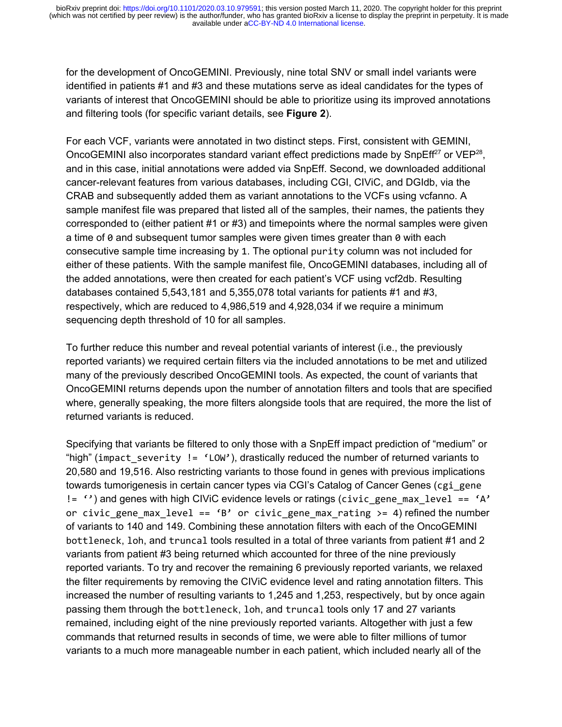for the development of OncoGEMINI. Previously, nine total SNV or small indel variants were identified in patients #1 and #3 and these mutations serve as ideal candidates for the types of variants of interest that OncoGEMINI should be able to prioritize using its improved annotations and filtering tools (for specific variant details, see **Figure 2**).

For each VCF, variants were annotated in two distinct steps. First, consistent with GEMINI, OncoGEMINI also incorporates standard variant effect predictions made by SnpEff[27] or VEP[28], and in this case, initial annotations were added via SnpEff. Second, we downloaded additional cancer-relevant features from various databases, including CGI, CIViC, and DGIdb, via the CRAB and subsequently added them as variant annotations to the VCFs using vcfanno. A sample manifest file was prepared that listed all of the samples, their names, the patients they corresponded to (either patient #1 or #3) and timepoints where the normal samples were given a time of `0` and subsequent tumor samples were given times greater than `0` with each consecutive sample time increasing by `1`. The optional `purity` column was not included for either of these patients. With the sample manifest file, OncoGEMINI databases, including all of the added annotations, were then created for each patient's VCF using vcf2db. Resulting databases contained 5,543,181 and 5,355,078 total variants for patients #1 and #3, respectively, which are reduced to 4,986,519 and 4,928,034 if we require a minimum sequencing depth threshold of 10 for all samples.

To further reduce this number and reveal potential variants of interest (i.e., the previously reported variants) we required certain filters via the included annotations to be met and utilized many of the previously described OncoGEMINI tools. As expected, the count of variants that OncoGEMINI returns depends upon the number of annotation filters and tools that are specified where, generally speaking, the more filters alongside tools that are required, the more the list of returned variants is reduced.

Specifying that variants be filtered to only those with a SnpEff impact prediction of "medium" or "high" (`impact_severity != 'LOW'`), drastically reduced the number of returned variants to 20,580 and 19,516. Also restricting variants to those found in genes with previous implications towards tumorigenesis in certain cancer types via CGI's Catalog of Cancer Genes (`cgi_gene != ''`) and genes with high CIViC evidence levels or ratings (`civic_gene_max_level == 'A' or civic_gene_max_level == 'B' or civic_gene_max_rating >= 4`) refined the number of variants to 140 and 149. Combining these annotation filters with each of the OncoGEMINI `bottleneck`, `loh`, and `truncal` tools resulted in a total of three variants from patient #1 and 2 variants from patient #3 being returned which accounted for three of the nine previously reported variants. To try and recover the remaining 6 previously reported variants, we relaxed the filter requirements by removing the CIViC evidence level and rating annotation filters. This increased the number of resulting variants to 1,245 and 1,253, respectively, but by once again passing them through the `bottleneck`, `loh`, and `truncal` tools only 17 and 27 variants remained, including eight of the nine previously reported variants. Altogether with just a few commands that returned results in seconds of time, we were able to filter millions of tumor variants to a much more manageable number in each patient, which included nearly all of the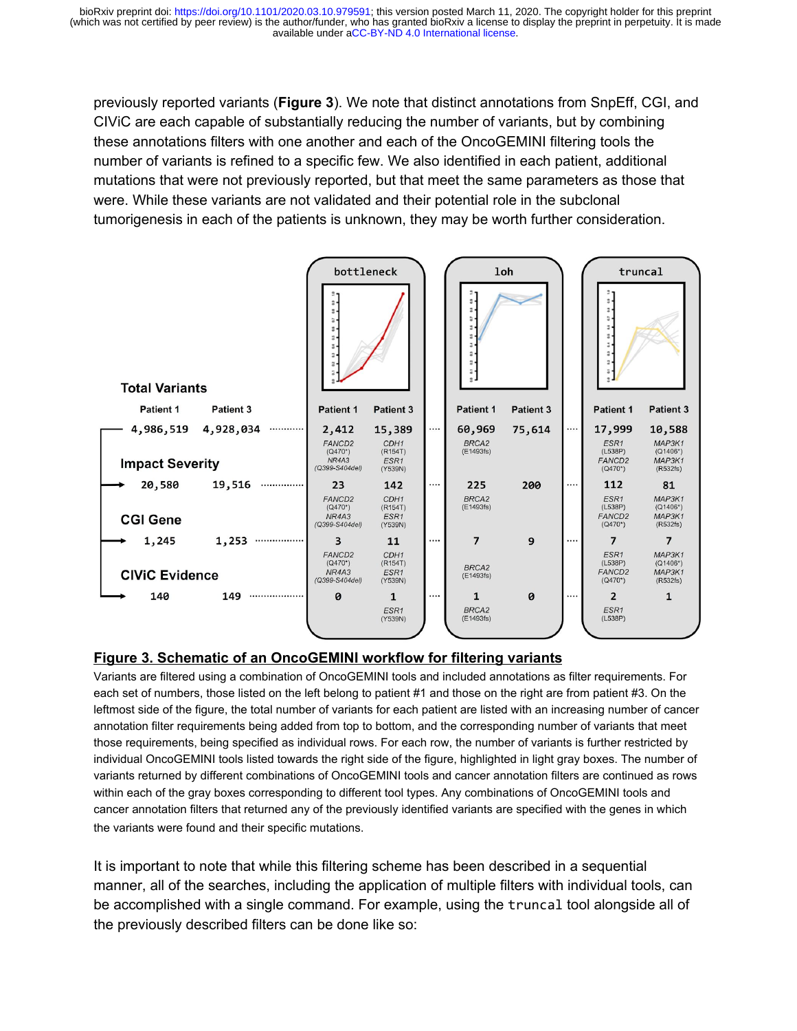previously reported variants (**Figure 3**). We note that distinct annotations from SnpEff, CGI, and CIViC are each capable of substantially reducing the number of variants, but by combining these annotations filters with one another and each of the OncoGEMINI filtering tools the number of variants is refined to a specific few. We also identified in each patient, additional mutations that were not previously reported, but that meet the same parameters as those that were. While these variants are not validated and their potential role in the subclonal tumorigenesis in each of the patients is unknown, they may be worth further consideration.

| | Patient 1 | Patient 3 | bottleneck Patient 1 | bottleneck Patient 3 | loh Patient 1 | loh Patient 3 | truncal Patient 1 | truncal Patient 3 |
|---|---|---|---|---|---|---|---|---|
| Total Variants | 4,986,519 | 4,928,034 | 2,412 FANCD2 (Q470*) NR4A3 (Q399-S404del) | 15,389 CDH1 (R154T) ESR1 (Y539N) | 60,969 BRCA2 (E1493fs) | 75,614 | 17,999 ESR1 (L538P) FANCD2 (Q470*) | 10,588 MAP3K1 (Q1406*) MAP3K1 (R532fs) |
| Impact Severity | 20,580 | 19,516 | 23 FANCD2 (Q470*) NR4A3 (Q399-S404del) | 142 CDH1 (R154T) ESR1 (Y539N) | 225 BRCA2 (E1493fs) | 200 | 112 ESR1 (L538P) FANCD2 (Q470*) | 81 MAP3K1 (Q1406*) MAP3K1 (R532fs) |
| CGI Gene | 1,245 | 1,253 | 3 FANCD2 (Q470*) NR4A3 (Q399-S404del) | 11 CDH1 (R154T) ESR1 (Y539N) | 7 BRCA2 (E1493fs) | 9 | 7 ESR1 (L538P) FANCD2 (Q470*) | 7 MAP3K1 (Q1406*) MAP3K1 (R532fs) |
| CIViC Evidence | 140 | 149 | 0 | 1 ESR1 (Y539N) | 1 BRCA2 (E1493fs) | 0 | 2 ESR1 (L538P) | 1 |

**Figure 3. Schematic of an OncoGEMINI workflow for filtering variants**

Variants are filtered using a combination of OncoGEMINI tools and included annotations as filter requirements. For each set of numbers, those listed on the left belong to patient #1 and those on the right are from patient #3. On the leftmost side of the figure, the total number of variants for each patient are listed with an increasing number of cancer annotation filter requirements being added from top to bottom, and the corresponding number of variants that meet those requirements, being specified as individual rows. For each row, the number of variants is further restricted by individual OncoGEMINI tools listed towards the right side of the figure, highlighted in light gray boxes. The number of variants returned by different combinations of OncoGEMINI tools and cancer annotation filters are continued as rows within each of the gray boxes corresponding to different tool types. Any combinations of OncoGEMINI tools and cancer annotation filters that returned any of the previously identified variants are specified with the genes in which the variants were found and their specific mutations.

It is important to note that while this filtering scheme has been described in a sequential manner, all of the searches, including the application of multiple filters with individual tools, can be accomplished with a single command. For example, using the `truncal` tool alongside all of the previously described filters can be done like so: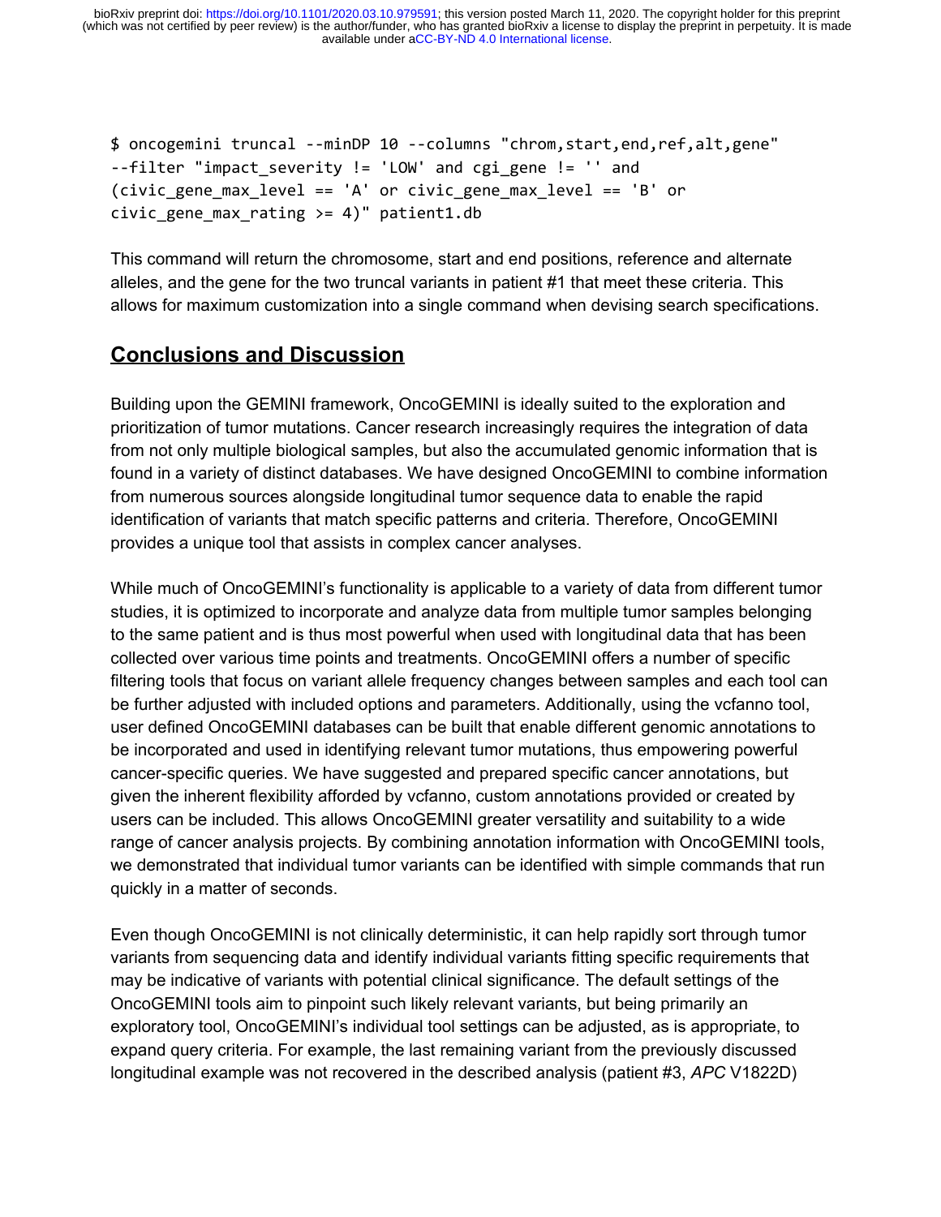```
$ oncogemini truncal --minDP 10 --columns "chrom,start,end,ref,alt,gene"
--filter "impact_severity != 'LOW' and cgi_gene != '' and
(civic_gene_max_level == 'A' or civic_gene_max_level == 'B' or
civic_gene_max_rating >= 4)" patient1.db
```

This command will return the chromosome, start and end positions, reference and alternate alleles, and the gene for the two truncal variants in patient #1 that meet these criteria. This allows for maximum customization into a single command when devising search specifications.

## Conclusions and Discussion

Building upon the GEMINI framework, OncoGEMINI is ideally suited to the exploration and prioritization of tumor mutations. Cancer research increasingly requires the integration of data from not only multiple biological samples, but also the accumulated genomic information that is found in a variety of distinct databases. We have designed OncoGEMINI to combine information from numerous sources alongside longitudinal tumor sequence data to enable the rapid identification of variants that match specific patterns and criteria. Therefore, OncoGEMINI provides a unique tool that assists in complex cancer analyses.

While much of OncoGEMINI's functionality is applicable to a variety of data from different tumor studies, it is optimized to incorporate and analyze data from multiple tumor samples belonging to the same patient and is thus most powerful when used with longitudinal data that has been collected over various time points and treatments. OncoGEMINI offers a number of specific filtering tools that focus on variant allele frequency changes between samples and each tool can be further adjusted with included options and parameters. Additionally, using the vcfanno tool, user defined OncoGEMINI databases can be built that enable different genomic annotations to be incorporated and used in identifying relevant tumor mutations, thus empowering powerful cancer-specific queries. We have suggested and prepared specific cancer annotations, but given the inherent flexibility afforded by vcfanno, custom annotations provided or created by users can be included. This allows OncoGEMINI greater versatility and suitability to a wide range of cancer analysis projects. By combining annotation information with OncoGEMINI tools, we demonstrated that individual tumor variants can be identified with simple commands that run quickly in a matter of seconds.

Even though OncoGEMINI is not clinically deterministic, it can help rapidly sort through tumor variants from sequencing data and identify individual variants fitting specific requirements that may be indicative of variants with potential clinical significance. The default settings of the OncoGEMINI tools aim to pinpoint such likely relevant variants, but being primarily an exploratory tool, OncoGEMINI's individual tool settings can be adjusted, as is appropriate, to expand query criteria. For example, the last remaining variant from the previously discussed longitudinal example was not recovered in the described analysis (patient #3, *APC* V1822D)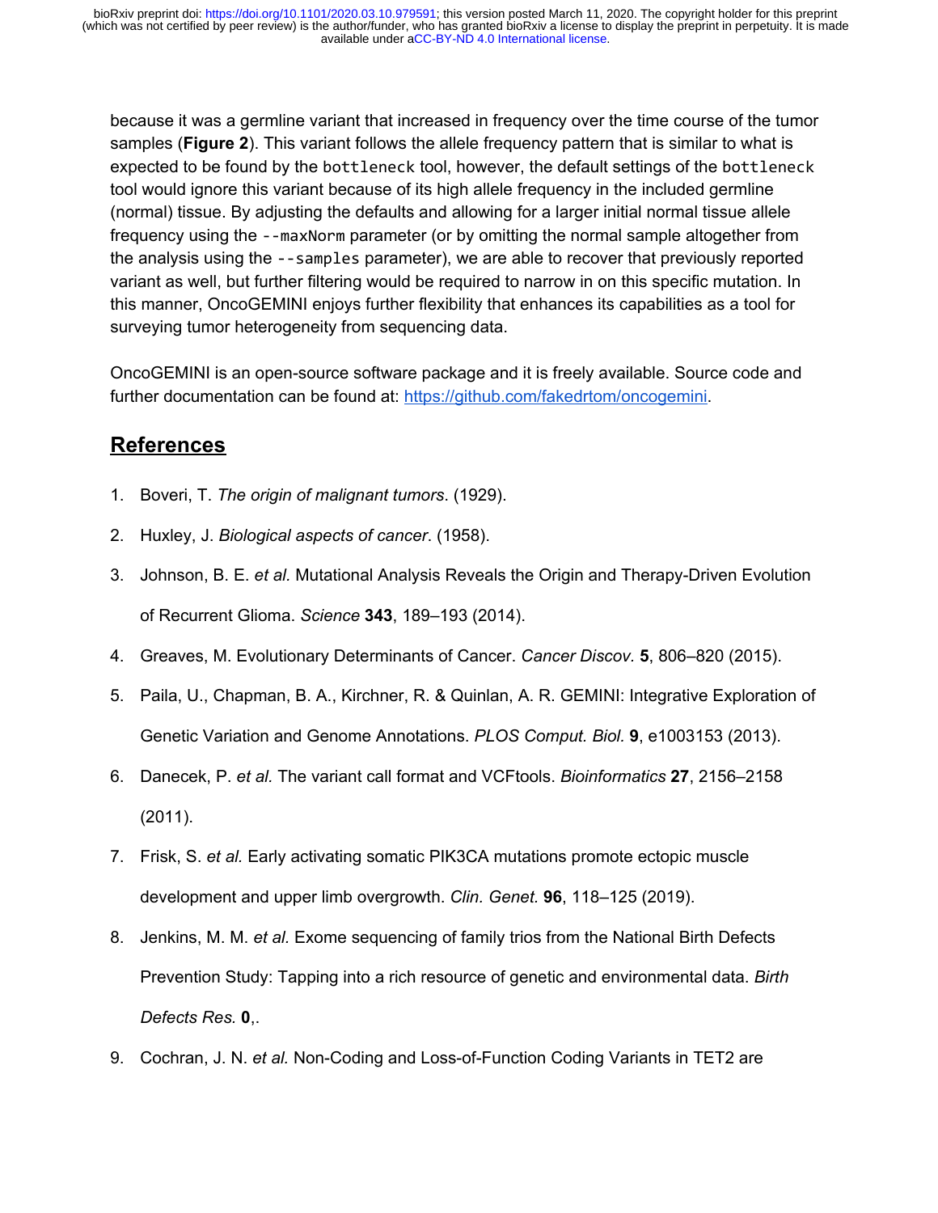because it was a germline variant that increased in frequency over the time course of the tumor samples (**Figure 2**). This variant follows the allele frequency pattern that is similar to what is expected to be found by the `bottleneck` tool, however, the default settings of the `bottleneck` tool would ignore this variant because of its high allele frequency in the included germline (normal) tissue. By adjusting the defaults and allowing for a larger initial normal tissue allele frequency using the `--maxNorm` parameter (or by omitting the normal sample altogether from the analysis using the `--samples` parameter), we are able to recover that previously reported variant as well, but further filtering would be required to narrow in on this specific mutation. In this manner, OncoGEMINI enjoys further flexibility that enhances its capabilities as a tool for surveying tumor heterogeneity from sequencing data.

OncoGEMINI is an open-source software package and it is freely available. Source code and further documentation can be found at: https://github.com/fakedrtom/oncogemini.

## References

1. Boveri, T. *The origin of malignant tumors*. (1929).
2. Huxley, J. *Biological aspects of cancer*. (1958).
3. Johnson, B. E. *et al.* Mutational Analysis Reveals the Origin and Therapy-Driven Evolution of Recurrent Glioma. *Science* **343**, 189–193 (2014).
4. Greaves, M. Evolutionary Determinants of Cancer. *Cancer Discov.* **5**, 806–820 (2015).
5. Paila, U., Chapman, B. A., Kirchner, R. & Quinlan, A. R. GEMINI: Integrative Exploration of Genetic Variation and Genome Annotations. *PLOS Comput. Biol.* **9**, e1003153 (2013).
6. Danecek, P. *et al.* The variant call format and VCFtools. *Bioinformatics* **27**, 2156–2158 (2011).
7. Frisk, S. *et al.* Early activating somatic PIK3CA mutations promote ectopic muscle development and upper limb overgrowth. *Clin. Genet.* **96**, 118–125 (2019).
8. Jenkins, M. M. *et al.* Exome sequencing of family trios from the National Birth Defects Prevention Study: Tapping into a rich resource of genetic and environmental data. *Birth Defects Res.* **0**,.
9. Cochran, J. N. *et al.* Non-Coding and Loss-of-Function Coding Variants in TET2 are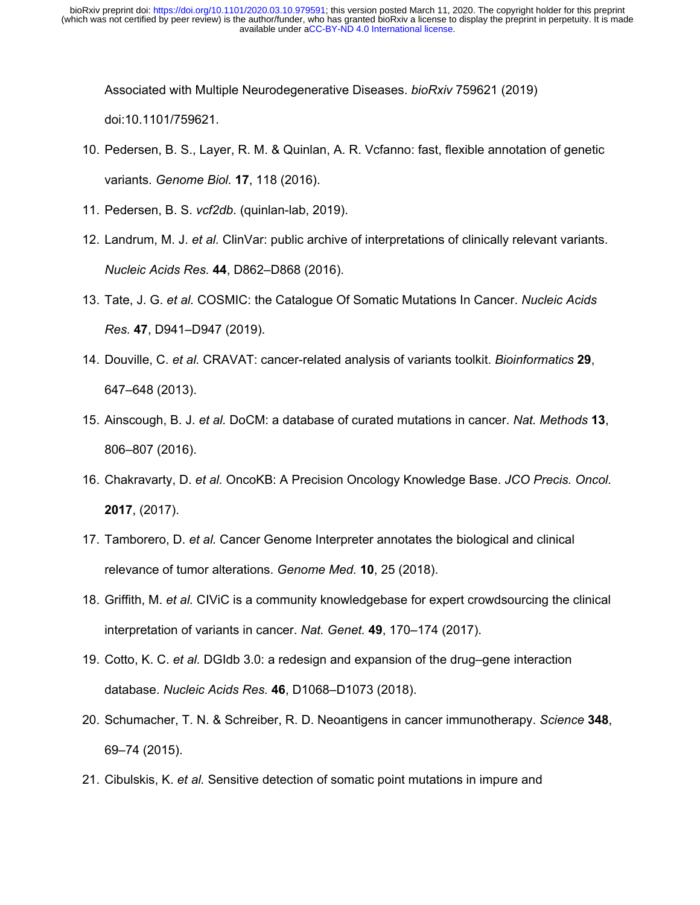Associated with Multiple Neurodegenerative Diseases. *bioRxiv* 759621 (2019) doi:10.1101/759621.

10. Pedersen, B. S., Layer, R. M. & Quinlan, A. R. Vcfanno: fast, flexible annotation of genetic variants. *Genome Biol.* **17**, 118 (2016).
11. Pedersen, B. S. *vcf2db*. (quinlan-lab, 2019).
12. Landrum, M. J. *et al.* ClinVar: public archive of interpretations of clinically relevant variants. *Nucleic Acids Res.* **44**, D862–D868 (2016).
13. Tate, J. G. *et al.* COSMIC: the Catalogue Of Somatic Mutations In Cancer. *Nucleic Acids Res.* **47**, D941–D947 (2019).
14. Douville, C. *et al.* CRAVAT: cancer-related analysis of variants toolkit. *Bioinformatics* **29**, 647–648 (2013).
15. Ainscough, B. J. *et al.* DoCM: a database of curated mutations in cancer. *Nat. Methods* **13**, 806–807 (2016).
16. Chakravarty, D. *et al.* OncoKB: A Precision Oncology Knowledge Base. *JCO Precis. Oncol.* **2017**, (2017).
17. Tamborero, D. *et al.* Cancer Genome Interpreter annotates the biological and clinical relevance of tumor alterations. *Genome Med.* **10**, 25 (2018).
18. Griffith, M. *et al.* CIViC is a community knowledgebase for expert crowdsourcing the clinical interpretation of variants in cancer. *Nat. Genet.* **49**, 170–174 (2017).
19. Cotto, K. C. *et al.* DGIdb 3.0: a redesign and expansion of the drug–gene interaction database. *Nucleic Acids Res.* **46**, D1068–D1073 (2018).
20. Schumacher, T. N. & Schreiber, R. D. Neoantigens in cancer immunotherapy. *Science* **348**, 69–74 (2015).
21. Cibulskis, K. *et al.* Sensitive detection of somatic point mutations in impure and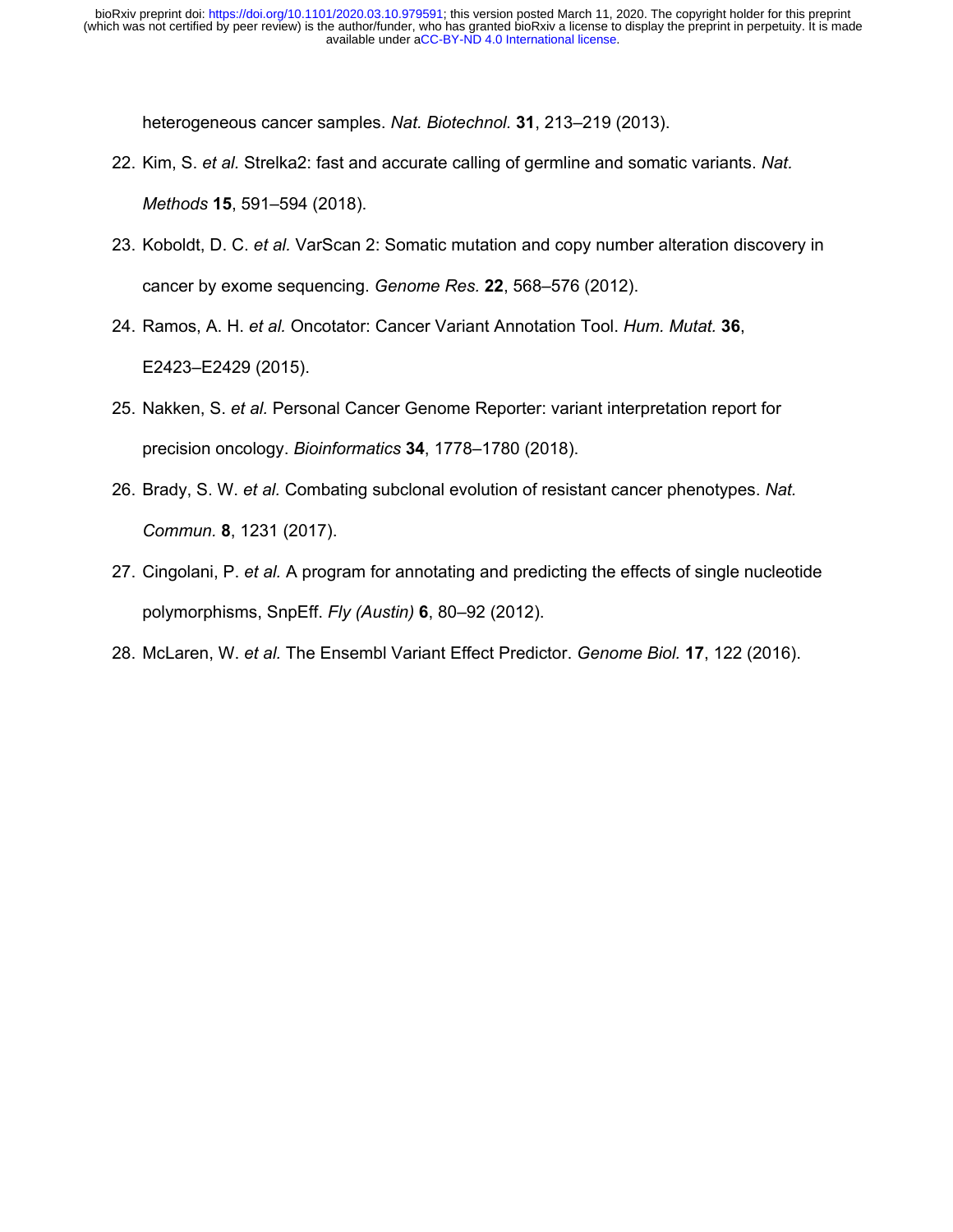heterogeneous cancer samples. *Nat. Biotechnol.* **31**, 213–219 (2013).

22. Kim, S. *et al.* Strelka2: fast and accurate calling of germline and somatic variants. *Nat. Methods* **15**, 591–594 (2018).
23. Koboldt, D. C. *et al.* VarScan 2: Somatic mutation and copy number alteration discovery in cancer by exome sequencing. *Genome Res.* **22**, 568–576 (2012).
24. Ramos, A. H. *et al.* Oncotator: Cancer Variant Annotation Tool. *Hum. Mutat.* **36**, E2423–E2429 (2015).
25. Nakken, S. *et al.* Personal Cancer Genome Reporter: variant interpretation report for precision oncology. *Bioinformatics* **34**, 1778–1780 (2018).
26. Brady, S. W. *et al.* Combating subclonal evolution of resistant cancer phenotypes. *Nat. Commun.* **8**, 1231 (2017).
27. Cingolani, P. *et al.* A program for annotating and predicting the effects of single nucleotide polymorphisms, SnpEff. *Fly (Austin)* **6**, 80–92 (2012).
28. McLaren, W. *et al.* The Ensembl Variant Effect Predictor. *Genome Biol.* **17**, 122 (2016).